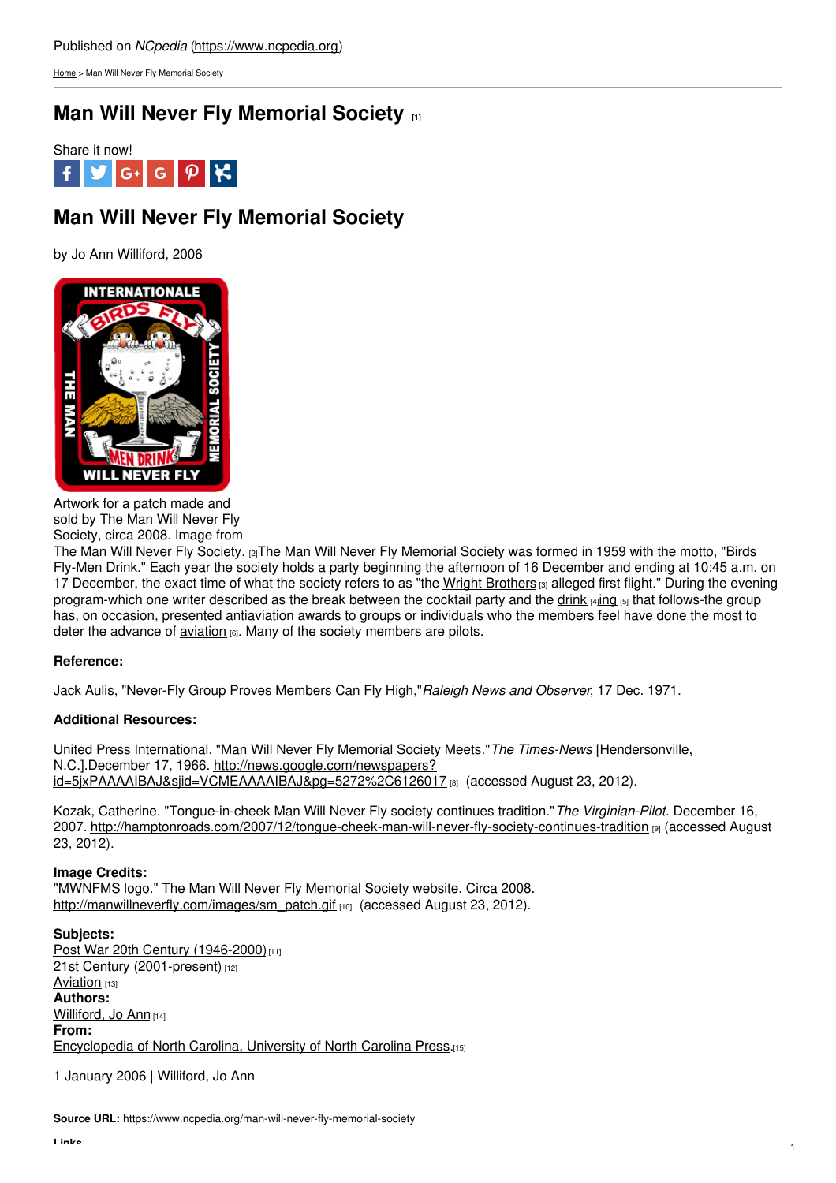Published on *NCpedia* (https://www.ncpedia.org)

Home > Man Will Never Fly Memorial Society

# Man Will Never Fly Memorial Society [1]

Share it now!

## Man Will Never Fly Memorial Society

by Jo Ann Williford, 2006

Artwork for a patch made and sold by The Man Will Never Fly Society, circa 2008. Image from The Man Will Never Fly Society. [2]

The Man Will Never Fly Memorial Society was formed in 1959 with the motto, "Birds Fly-Men Drink." Each year the society holds a party beginning the afternoon of 16 December and ending at 10:45 a.m. on 17 December, the exact time of what the society refers to as "the Wright Brothers [3] alleged first flight." During the evening program-which one writer described as the break between the cocktail party and the drink [4]ing [5] that follows-the group has, on occasion, presented antiaviation awards to groups or individuals who the members feel have done the most to deter the advance of aviation [6]. Many of the society members are pilots.

**Reference:**

Jack Aulis, "Never-Fly Group Proves Members Can Fly High," *Raleigh News and Observer*, 17 Dec. 1971.

**Additional Resources:**

United Press International. "Man Will Never Fly Memorial Society Meets." *The Times-News* [Hendersonville, N.C.].December 17, 1966. http://news.google.com/newspapers?id=5jxPAAAAIBAJ&sjid=VCMEAAAAIBAJ&pg=5272%2C6126017 [8] (accessed August 23, 2012).

Kozak, Catherine. "Tongue-in-cheek Man Will Never Fly society continues tradition." *The Virginian-Pilot*. December 16, 2007. http://hamptonroads.com/2007/12/tongue-cheek-man-will-never-fly-society-continues-tradition [9] (accessed August 23, 2012).

**Image Credits:**
"MWNFMS logo." The Man Will Never Fly Memorial Society website. Circa 2008. http://manwillneverfly.com/images/sm_patch.gif [10] (accessed August 23, 2012).

**Subjects:**
Post War 20th Century (1946-2000) [11]
21st Century (2001-present) [12]
Aviation [13]
**Authors:**
Williford, Jo Ann [14]
**From:**
Encyclopedia of North Carolina, University of North Carolina Press.[15]

1 January 2006 | Williford, Jo Ann

**Source URL:** https://www.ncpedia.org/man-will-never-fly-memorial-society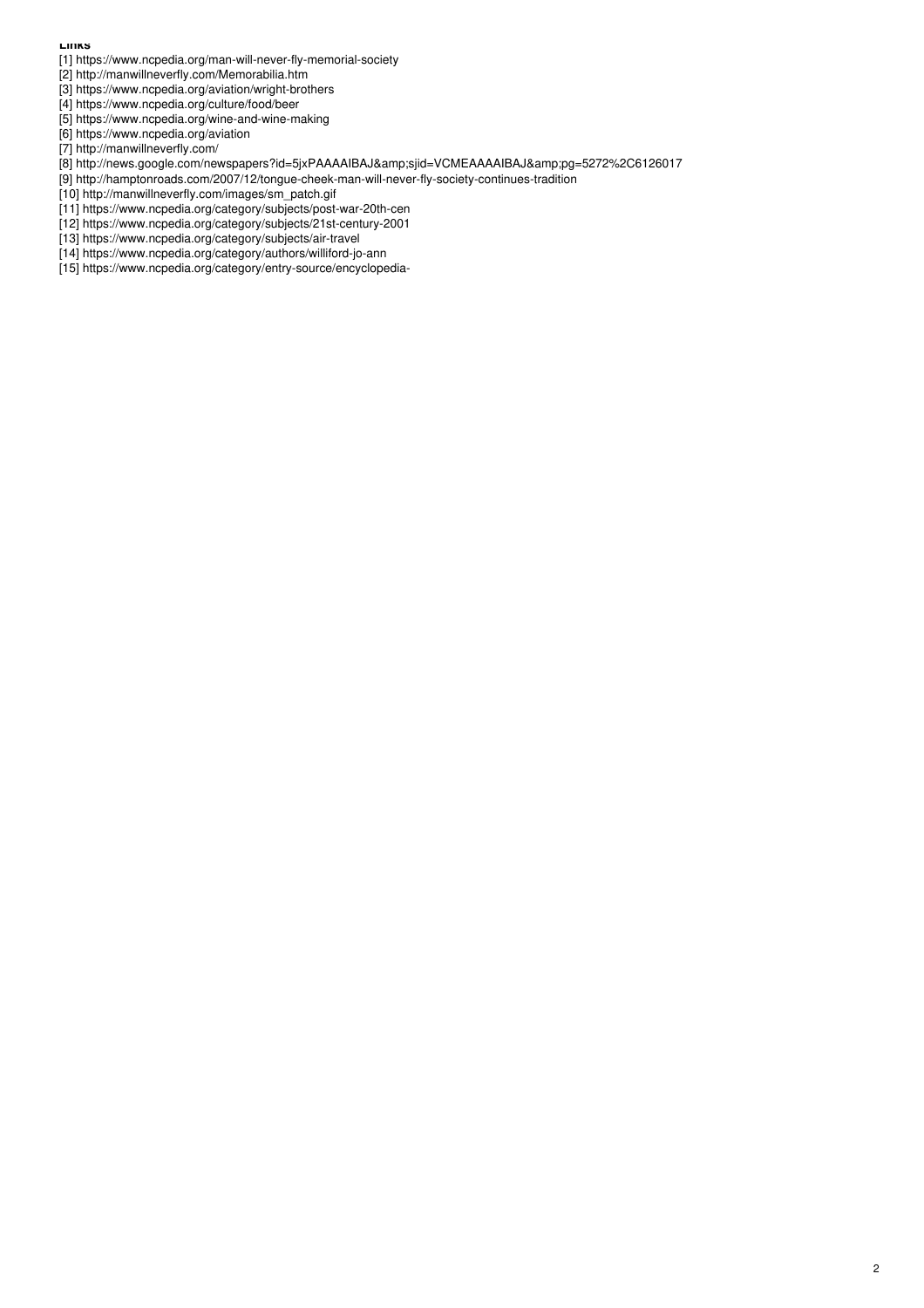**Links**

[1] https://www.ncpedia.org/man-will-never-fly-memorial-society
[2] http://manwillneverfly.com/Memorabilia.htm
[3] https://www.ncpedia.org/aviation/wright-brothers
[4] https://www.ncpedia.org/culture/food/beer
[5] https://www.ncpedia.org/wine-and-wine-making
[6] https://www.ncpedia.org/aviation
[7] http://manwillneverfly.com/
[8] http://news.google.com/newspapers?id=5jxPAAAAIBAJ&amp;sjid=VCMEAAAAIBAJ&amp;pg=5272%2C6126017
[9] http://hamptonroads.com/2007/12/tongue-cheek-man-will-never-fly-society-continues-tradition
[10] http://manwillneverfly.com/images/sm_patch.gif
[11] https://www.ncpedia.org/category/subjects/post-war-20th-cen
[12] https://www.ncpedia.org/category/subjects/21st-century-2001
[13] https://www.ncpedia.org/category/subjects/air-travel
[14] https://www.ncpedia.org/category/authors/williford-jo-ann
[15] https://www.ncpedia.org/category/entry-source/encyclopedia-